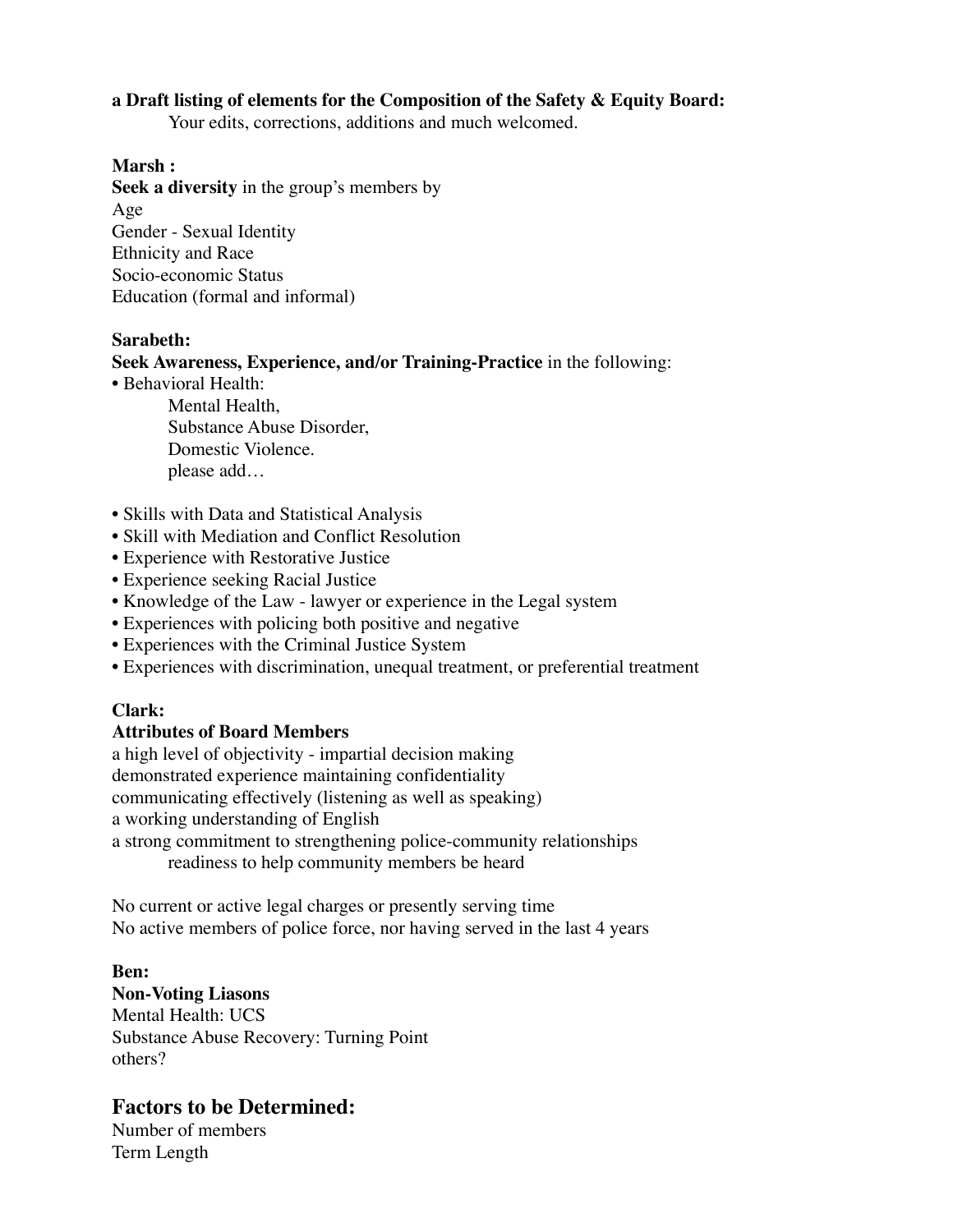**a Draft listing of elements for the Composition of the Safety & Equity Board:**

Your edits, corrections, additions and much welcomed.

**Marsh :**

**Seek a diversity** in the group's members by
Age
Gender - Sexual Identity
Ethnicity and Race
Socio-economic Status
Education (formal and informal)

**Sarabeth:**

**Seek Awareness, Experience, and/or Training-Practice** in the following:

- Behavioral Health:
  - Mental Health,
  - Substance Abuse Disorder,
  - Domestic Violence.
  - please add…
- Skills with Data and Statistical Analysis
- Skill with Mediation and Conflict Resolution
- Experience with Restorative Justice
- Experience seeking Racial Justice
- Knowledge of the Law - lawyer or experience in the Legal system
- Experiences with policing both positive and negative
- Experiences with the Criminal Justice System
- Experiences with discrimination, unequal treatment, or preferential treatment

**Clark:**

**Attributes of Board Members**

a high level of objectivity - impartial decision making
demonstrated experience maintaining confidentiality
communicating effectively (listening as well as speaking)
a working understanding of English
a strong commitment to strengthening police-community relationships
  readiness to help community members be heard

No current or active legal charges or presently serving time
No active members of police force, nor having served in the last 4 years

**Ben:**

**Non-Voting Liasons**

Mental Health: UCS
Substance Abuse Recovery: Turning Point
others?

## Factors to be Determined:

Number of members
Term Length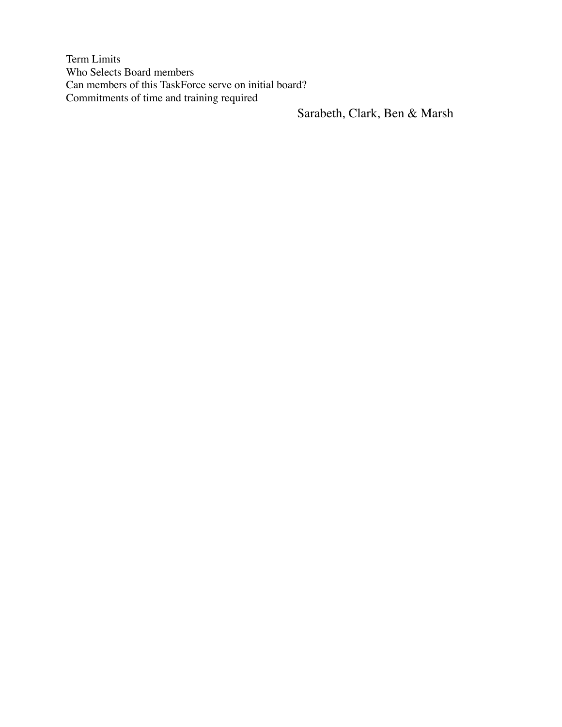Term Limits
Who Selects Board members
Can members of this TaskForce serve on initial board?
Commitments of time and training required

Sarabeth, Clark, Ben & Marsh